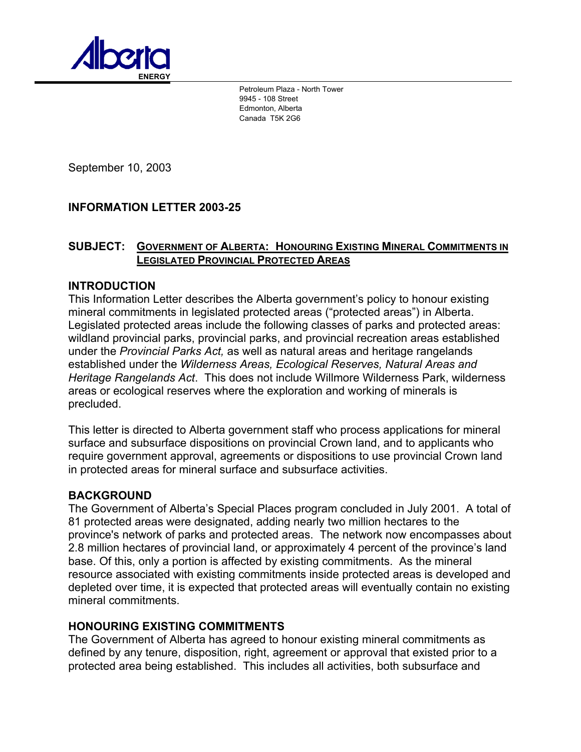Alberta
ENERGY

Petroleum Plaza - North Tower
9945 - 108 Street
Edmonton, Alberta
Canada T5K 2G6

September 10, 2003

## INFORMATION LETTER 2003-25

## SUBJECT: Government of Alberta: Honouring Existing Mineral Commitments in Legislated Provincial Protected Areas

### INTRODUCTION

This Information Letter describes the Alberta government's policy to honour existing mineral commitments in legislated protected areas ("protected areas") in Alberta. Legislated protected areas include the following classes of parks and protected areas: wildland provincial parks, provincial parks, and provincial recreation areas established under the *Provincial Parks Act,* as well as natural areas and heritage rangelands established under the *Wilderness Areas, Ecological Reserves, Natural Areas and Heritage Rangelands Act*. This does not include Willmore Wilderness Park, wilderness areas or ecological reserves where the exploration and working of minerals is precluded.

This letter is directed to Alberta government staff who process applications for mineral surface and subsurface dispositions on provincial Crown land, and to applicants who require government approval, agreements or dispositions to use provincial Crown land in protected areas for mineral surface and subsurface activities.

### BACKGROUND

The Government of Alberta's Special Places program concluded in July 2001. A total of 81 protected areas were designated, adding nearly two million hectares to the province's network of parks and protected areas. The network now encompasses about 2.8 million hectares of provincial land, or approximately 4 percent of the province's land base. Of this, only a portion is affected by existing commitments. As the mineral resource associated with existing commitments inside protected areas is developed and depleted over time, it is expected that protected areas will eventually contain no existing mineral commitments.

### HONOURING EXISTING COMMITMENTS

The Government of Alberta has agreed to honour existing mineral commitments as defined by any tenure, disposition, right, agreement or approval that existed prior to a protected area being established. This includes all activities, both subsurface and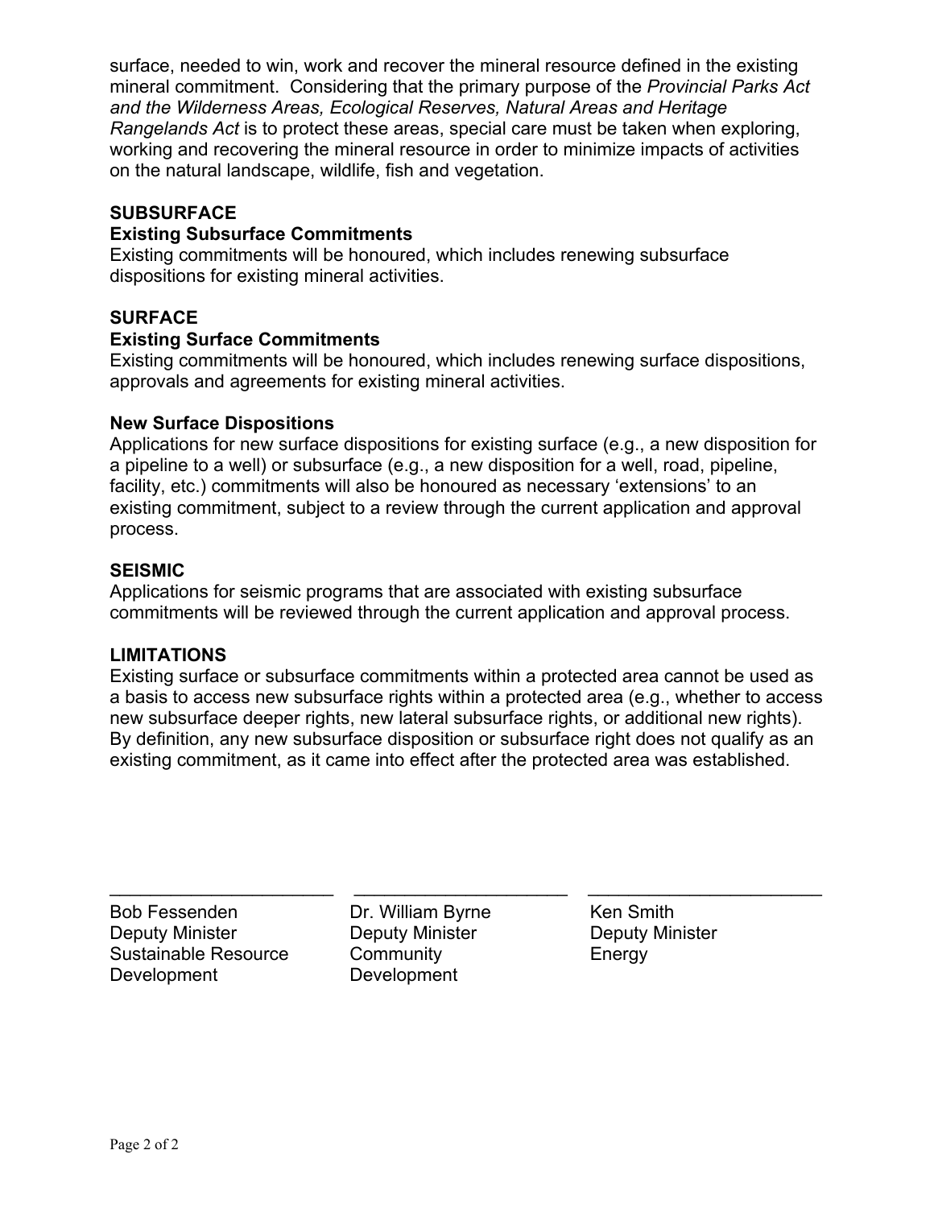surface, needed to win, work and recover the mineral resource defined in the existing mineral commitment. Considering that the primary purpose of the *Provincial Parks Act and the Wilderness Areas, Ecological Reserves, Natural Areas and Heritage Rangelands Act* is to protect these areas, special care must be taken when exploring, working and recovering the mineral resource in order to minimize impacts of activities on the natural landscape, wildlife, fish and vegetation.

## SUBSURFACE

### Existing Subsurface Commitments

Existing commitments will be honoured, which includes renewing subsurface dispositions for existing mineral activities.

## SURFACE

### Existing Surface Commitments

Existing commitments will be honoured, which includes renewing surface dispositions, approvals and agreements for existing mineral activities.

### New Surface Dispositions

Applications for new surface dispositions for existing surface (e.g., a new disposition for a pipeline to a well) or subsurface (e.g., a new disposition for a well, road, pipeline, facility, etc.) commitments will also be honoured as necessary 'extensions' to an existing commitment, subject to a review through the current application and approval process.

## SEISMIC

Applications for seismic programs that are associated with existing subsurface commitments will be reviewed through the current application and approval process.

## LIMITATIONS

Existing surface or subsurface commitments within a protected area cannot be used as a basis to access new subsurface rights within a protected area (e.g., whether to access new subsurface deeper rights, new lateral subsurface rights, or additional new rights). By definition, any new subsurface disposition or subsurface right does not qualify as an existing commitment, as it came into effect after the protected area was established.

| | | |
|---|---|---|
| Bob Fessenden<br>Deputy Minister<br>Sustainable Resource Development | Dr. William Byrne<br>Deputy Minister<br>Community Development | Ken Smith<br>Deputy Minister<br>Energy |